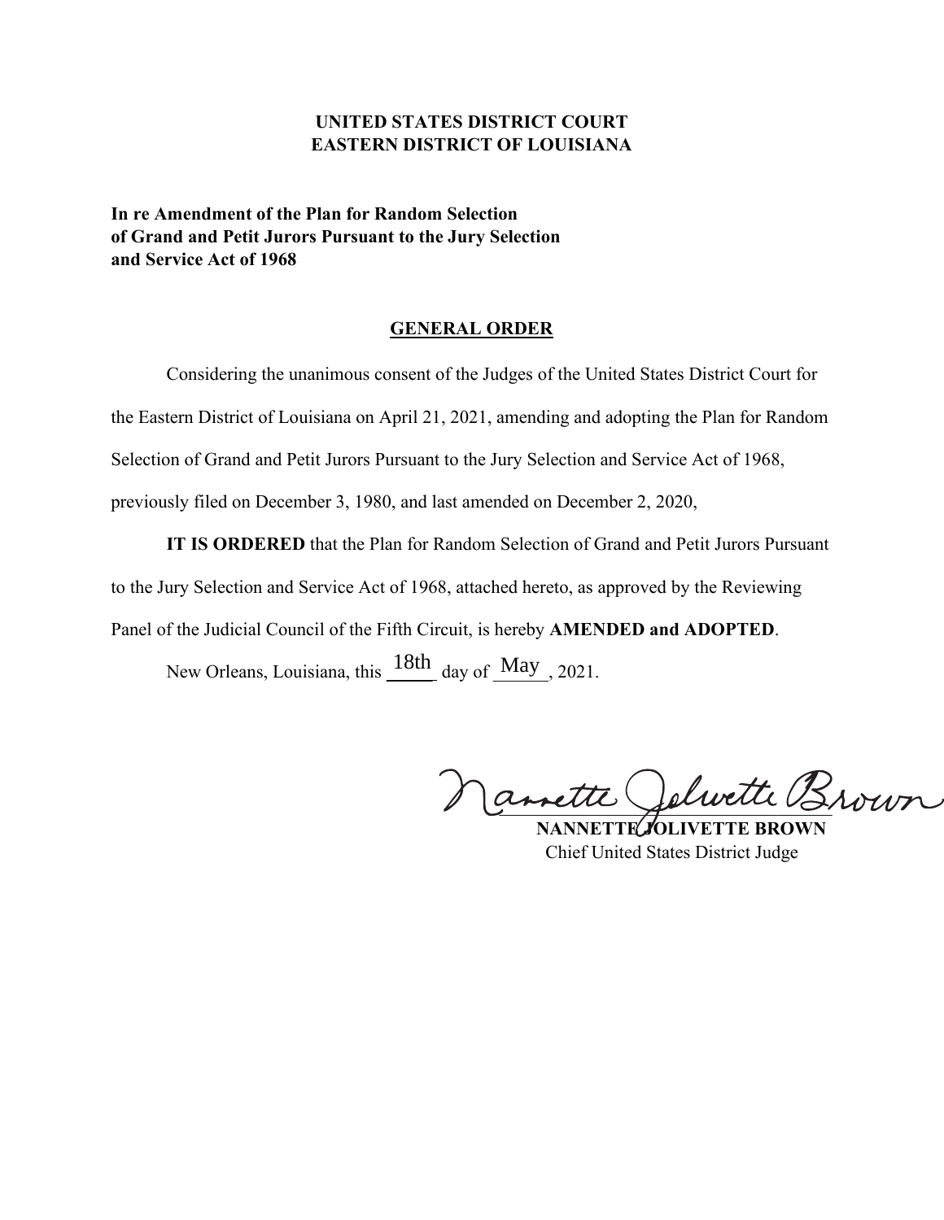**UNITED STATES DISTRICT COURT**
**EASTERN DISTRICT OF LOUISIANA**

**In re Amendment of the Plan for Random Selection of Grand and Petit Jurors Pursuant to the Jury Selection and Service Act of 1968**

## GENERAL ORDER

Considering the unanimous consent of the Judges of the United States District Court for the Eastern District of Louisiana on April 21, 2021, amending and adopting the Plan for Random Selection of Grand and Petit Jurors Pursuant to the Jury Selection and Service Act of 1968, previously filed on December 3, 1980, and last amended on December 2, 2020,

**IT IS ORDERED** that the Plan for Random Selection of Grand and Petit Jurors Pursuant to the Jury Selection and Service Act of 1968, attached hereto, as approved by the Reviewing Panel of the Judicial Council of the Fifth Circuit, is hereby **AMENDED and ADOPTED**.

New Orleans, Louisiana, this 18th day of May, 2021.

Nannette Jolivette Brown

**NANNETTE JOLIVETTE BROWN**
Chief United States District Judge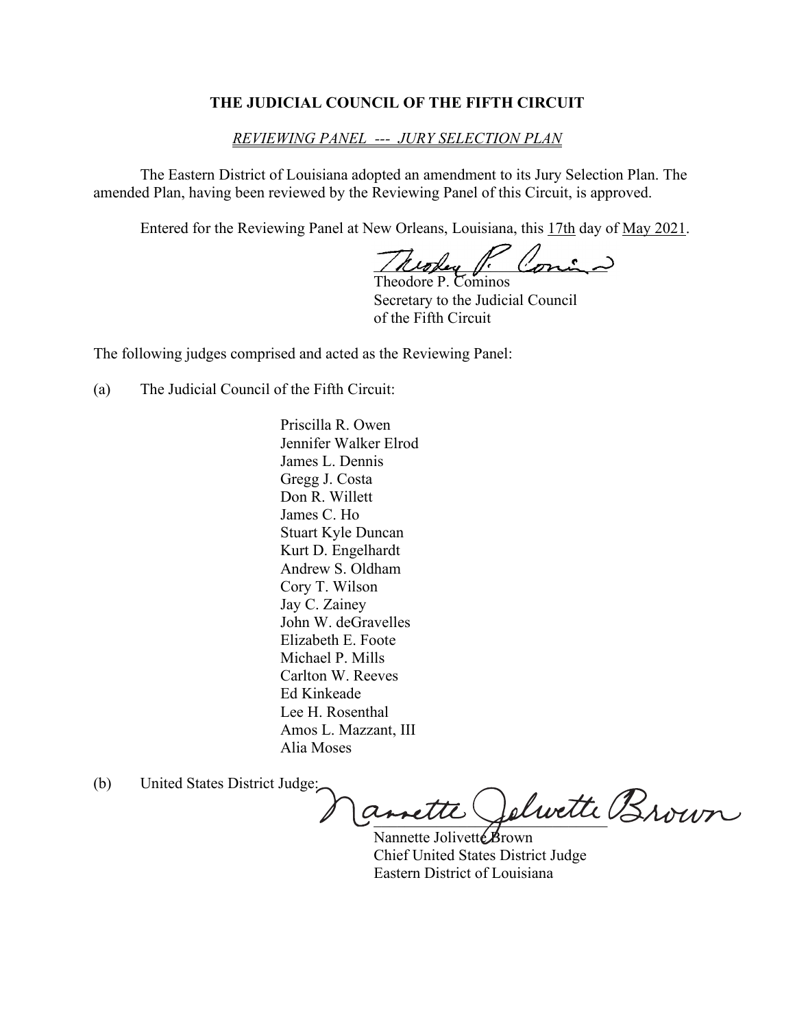**THE JUDICIAL COUNCIL OF THE FIFTH CIRCUIT**

*REVIEWING PANEL --- JURY SELECTION PLAN*

The Eastern District of Louisiana adopted an amendment to its Jury Selection Plan. The amended Plan, having been reviewed by the Reviewing Panel of this Circuit, is approved.

Entered for the Reviewing Panel at New Orleans, Louisiana, this 17th day of May 2021.

Theodore P. Cominos
Secretary to the Judicial Council
of the Fifth Circuit

The following judges comprised and acted as the Reviewing Panel:

(a) The Judicial Council of the Fifth Circuit:

Priscilla R. Owen
Jennifer Walker Elrod
James L. Dennis
Gregg J. Costa
Don R. Willett
James C. Ho
Stuart Kyle Duncan
Kurt D. Engelhardt
Andrew S. Oldham
Cory T. Wilson
Jay C. Zainey
John W. deGravelles
Elizabeth E. Foote
Michael P. Mills
Carlton W. Reeves
Ed Kinkeade
Lee H. Rosenthal
Amos L. Mazzant, III
Alia Moses

(b) United States District Judge:

Nannette Jolivette Brown
Chief United States District Judge
Eastern District of Louisiana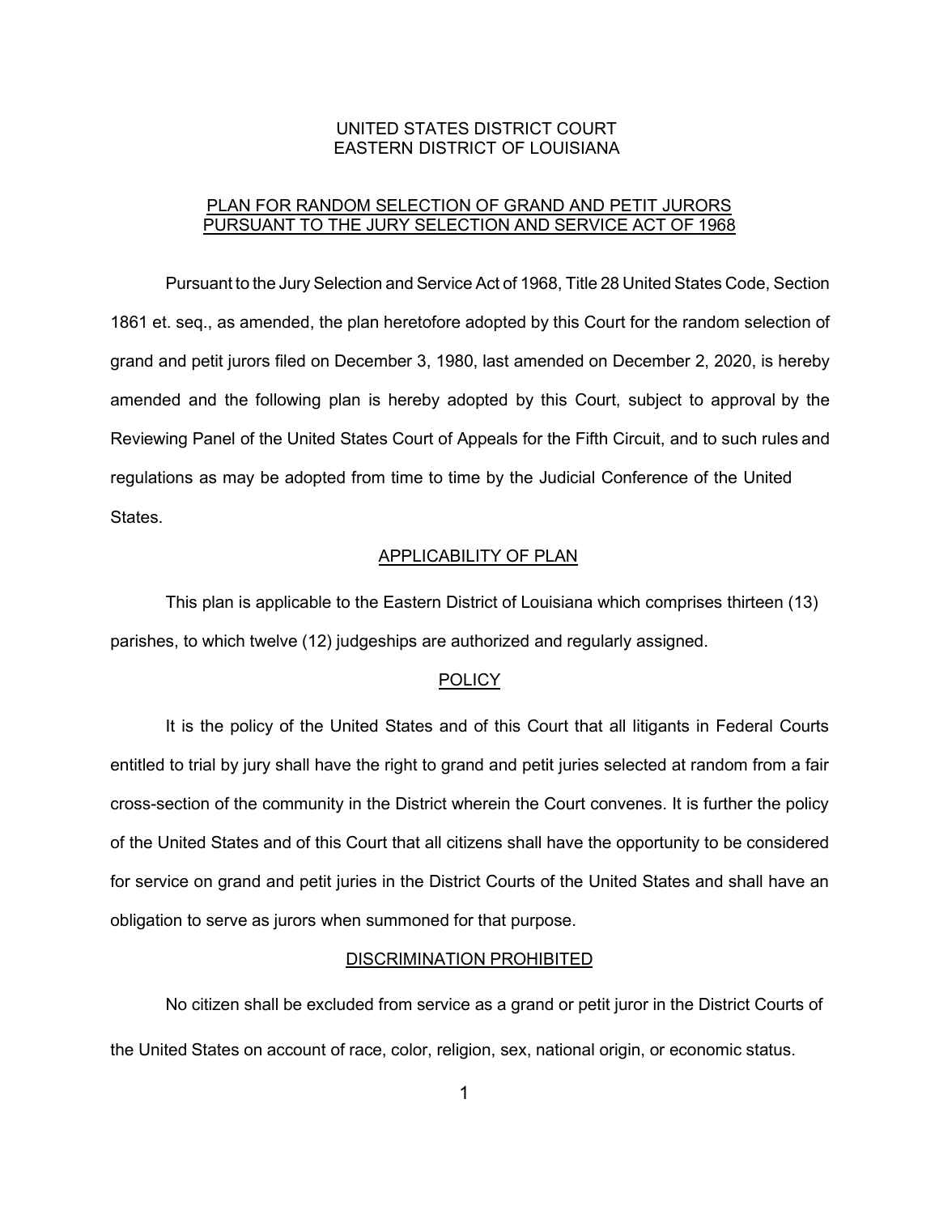UNITED STATES DISTRICT COURT
EASTERN DISTRICT OF LOUISIANA

# PLAN FOR RANDOM SELECTION OF GRAND AND PETIT JURORS PURSUANT TO THE JURY SELECTION AND SERVICE ACT OF 1968

Pursuant to the Jury Selection and Service Act of 1968, Title 28 United States Code, Section 1861 et. seq., as amended, the plan heretofore adopted by this Court for the random selection of grand and petit jurors filed on December 3, 1980, last amended on December 2, 2020, is hereby amended and the following plan is hereby adopted by this Court, subject to approval by the Reviewing Panel of the United States Court of Appeals for the Fifth Circuit, and to such rules and regulations as may be adopted from time to time by the Judicial Conference of the United States.

## APPLICABILITY OF PLAN

This plan is applicable to the Eastern District of Louisiana which comprises thirteen (13) parishes, to which twelve (12) judgeships are authorized and regularly assigned.

## POLICY

It is the policy of the United States and of this Court that all litigants in Federal Courts entitled to trial by jury shall have the right to grand and petit juries selected at random from a fair cross-section of the community in the District wherein the Court convenes. It is further the policy of the United States and of this Court that all citizens shall have the opportunity to be considered for service on grand and petit juries in the District Courts of the United States and shall have an obligation to serve as jurors when summoned for that purpose.

## DISCRIMINATION PROHIBITED

No citizen shall be excluded from service as a grand or petit juror in the District Courts of the United States on account of race, color, religion, sex, national origin, or economic status.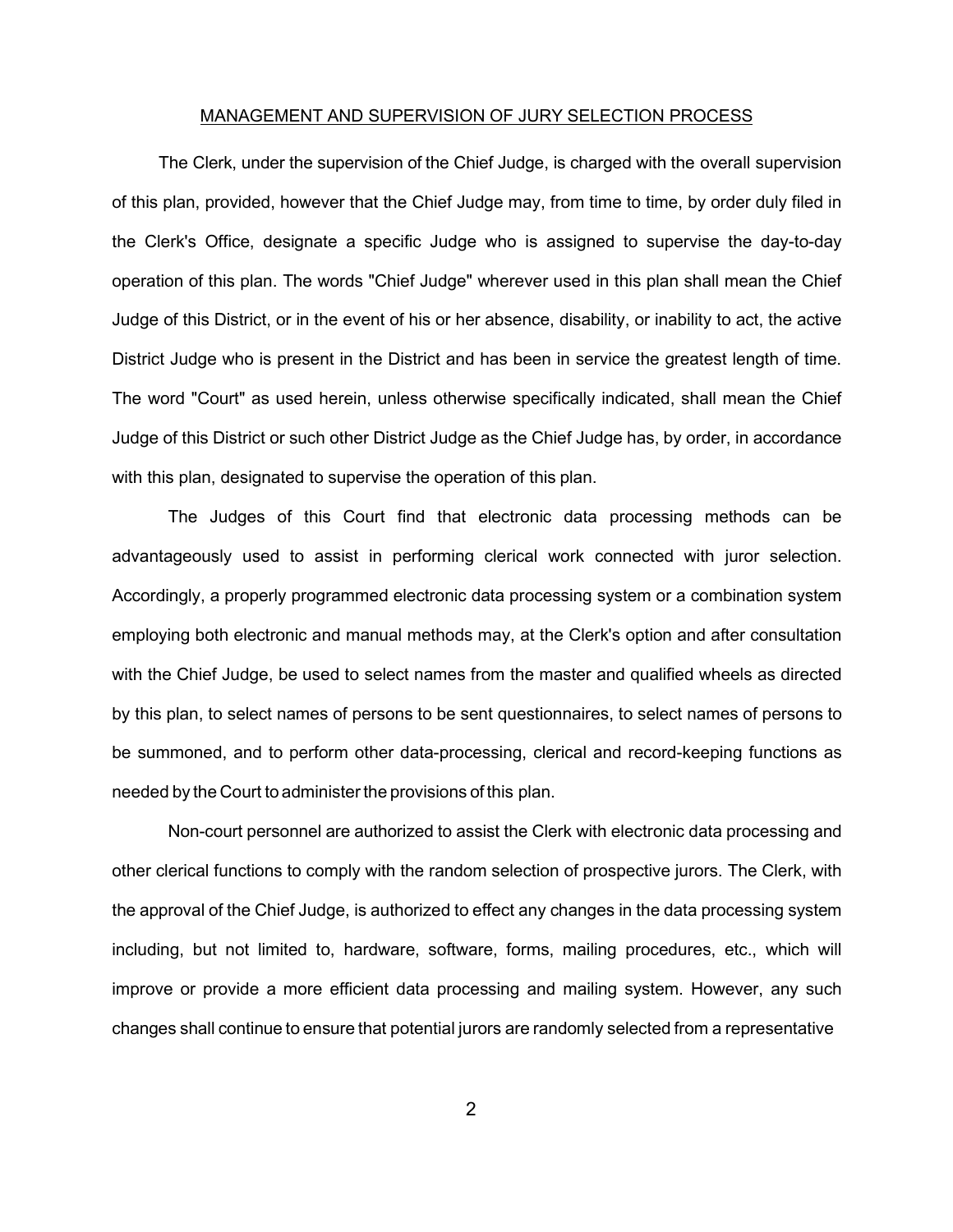## MANAGEMENT AND SUPERVISION OF JURY SELECTION PROCESS

The Clerk, under the supervision of the Chief Judge, is charged with the overall supervision of this plan, provided, however that the Chief Judge may, from time to time, by order duly filed in the Clerk's Office, designate a specific Judge who is assigned to supervise the day-to-day operation of this plan. The words "Chief Judge" wherever used in this plan shall mean the Chief Judge of this District, or in the event of his or her absence, disability, or inability to act, the active District Judge who is present in the District and has been in service the greatest length of time. The word "Court" as used herein, unless otherwise specifically indicated, shall mean the Chief Judge of this District or such other District Judge as the Chief Judge has, by order, in accordance with this plan, designated to supervise the operation of this plan.

The Judges of this Court find that electronic data processing methods can be advantageously used to assist in performing clerical work connected with juror selection. Accordingly, a properly programmed electronic data processing system or a combination system employing both electronic and manual methods may, at the Clerk's option and after consultation with the Chief Judge, be used to select names from the master and qualified wheels as directed by this plan, to select names of persons to be sent questionnaires, to select names of persons to be summoned, and to perform other data-processing, clerical and record-keeping functions as needed by the Court to administer the provisions of this plan.

Non-court personnel are authorized to assist the Clerk with electronic data processing and other clerical functions to comply with the random selection of prospective jurors. The Clerk, with the approval of the Chief Judge, is authorized to effect any changes in the data processing system including, but not limited to, hardware, software, forms, mailing procedures, etc., which will improve or provide a more efficient data processing and mailing system. However, any such changes shall continue to ensure that potential jurors are randomly selected from a representative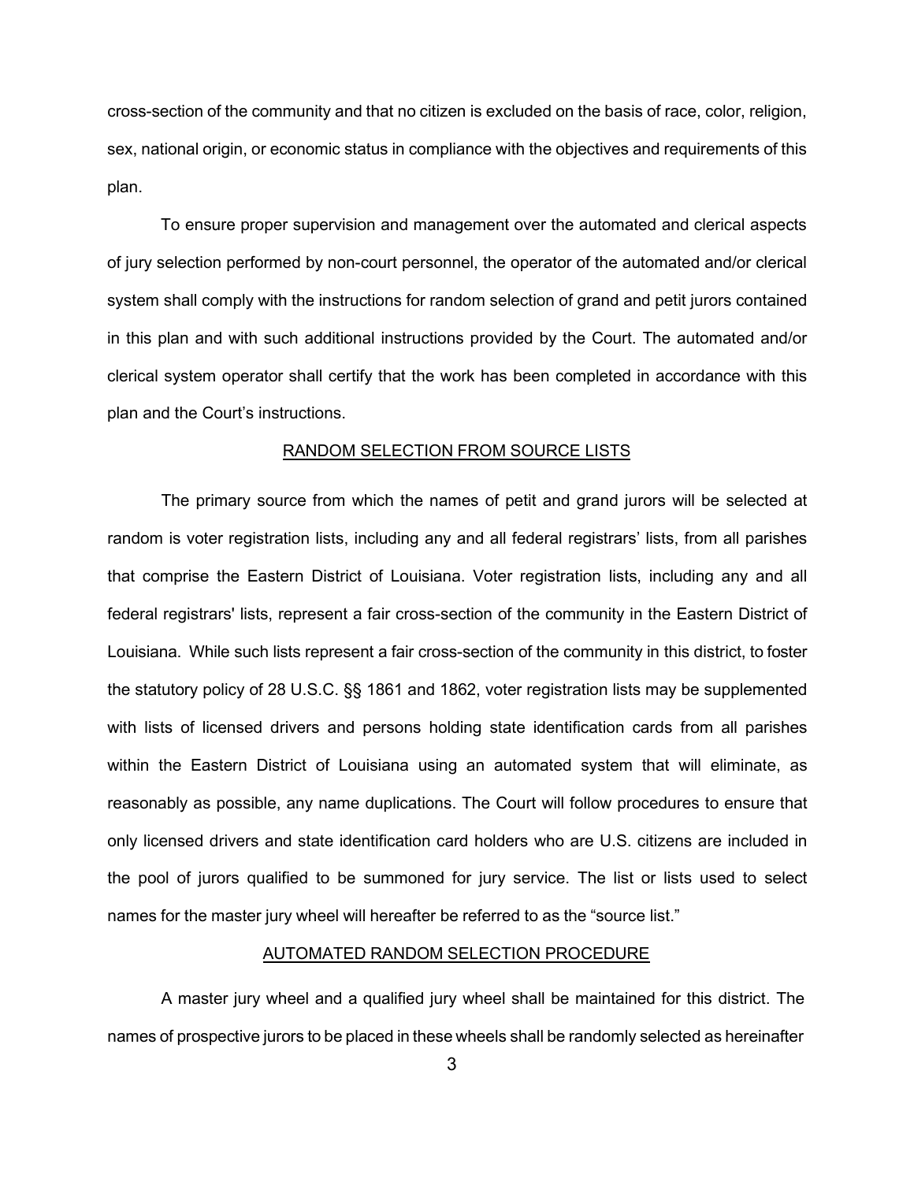cross-section of the community and that no citizen is excluded on the basis of race, color, religion, sex, national origin, or economic status in compliance with the objectives and requirements of this plan.

To ensure proper supervision and management over the automated and clerical aspects of jury selection performed by non-court personnel, the operator of the automated and/or clerical system shall comply with the instructions for random selection of grand and petit jurors contained in this plan and with such additional instructions provided by the Court. The automated and/or clerical system operator shall certify that the work has been completed in accordance with this plan and the Court's instructions.

## RANDOM SELECTION FROM SOURCE LISTS

The primary source from which the names of petit and grand jurors will be selected at random is voter registration lists, including any and all federal registrars' lists, from all parishes that comprise the Eastern District of Louisiana. Voter registration lists, including any and all federal registrars' lists, represent a fair cross-section of the community in the Eastern District of Louisiana. While such lists represent a fair cross-section of the community in this district, to foster the statutory policy of 28 U.S.C. §§ 1861 and 1862, voter registration lists may be supplemented with lists of licensed drivers and persons holding state identification cards from all parishes within the Eastern District of Louisiana using an automated system that will eliminate, as reasonably as possible, any name duplications. The Court will follow procedures to ensure that only licensed drivers and state identification card holders who are U.S. citizens are included in the pool of jurors qualified to be summoned for jury service. The list or lists used to select names for the master jury wheel will hereafter be referred to as the "source list."

## AUTOMATED RANDOM SELECTION PROCEDURE

A master jury wheel and a qualified jury wheel shall be maintained for this district. The names of prospective jurors to be placed in these wheels shall be randomly selected as hereinafter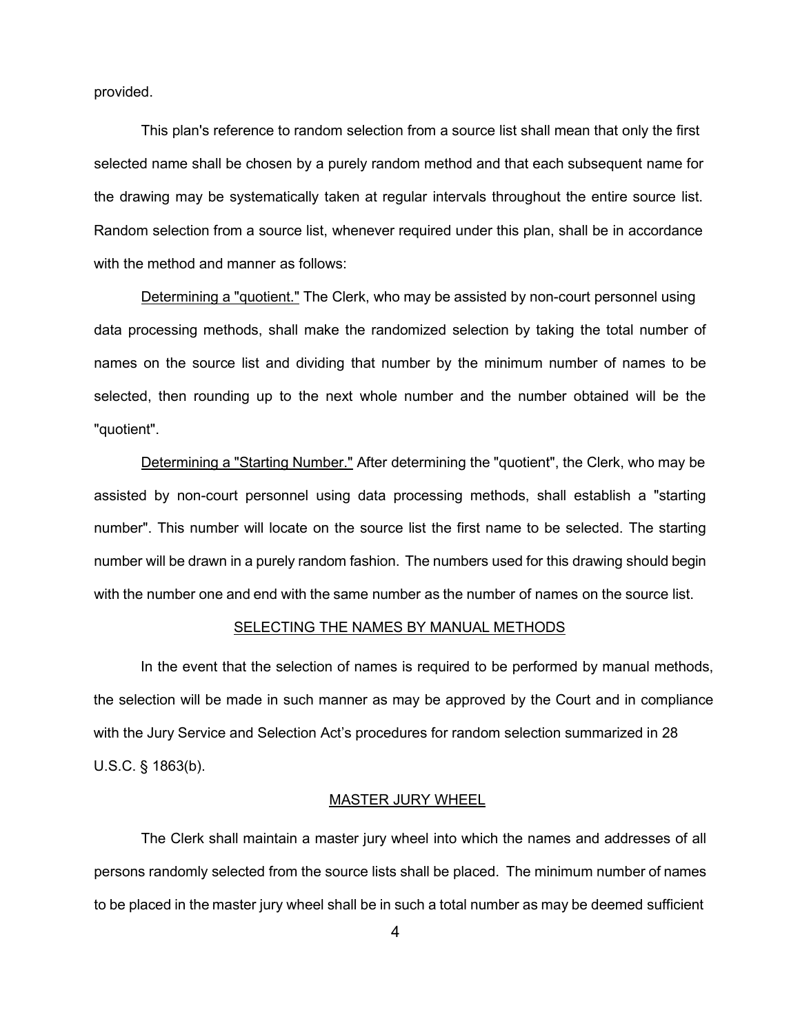provided.

This plan's reference to random selection from a source list shall mean that only the first selected name shall be chosen by a purely random method and that each subsequent name for the drawing may be systematically taken at regular intervals throughout the entire source list. Random selection from a source list, whenever required under this plan, shall be in accordance with the method and manner as follows:

<u>Determining a "quotient."</u> The Clerk, who may be assisted by non-court personnel using data processing methods, shall make the randomized selection by taking the total number of names on the source list and dividing that number by the minimum number of names to be selected, then rounding up to the next whole number and the number obtained will be the "quotient".

<u>Determining a "Starting Number."</u> After determining the "quotient", the Clerk, who may be assisted by non-court personnel using data processing methods, shall establish a "starting number". This number will locate on the source list the first name to be selected. The starting number will be drawn in a purely random fashion. The numbers used for this drawing should begin with the number one and end with the same number as the number of names on the source list.

## SELECTING THE NAMES BY MANUAL METHODS

In the event that the selection of names is required to be performed by manual methods, the selection will be made in such manner as may be approved by the Court and in compliance with the Jury Service and Selection Act's procedures for random selection summarized in 28 U.S.C. § 1863(b).

## MASTER JURY WHEEL

The Clerk shall maintain a master jury wheel into which the names and addresses of all persons randomly selected from the source lists shall be placed. The minimum number of names to be placed in the master jury wheel shall be in such a total number as may be deemed sufficient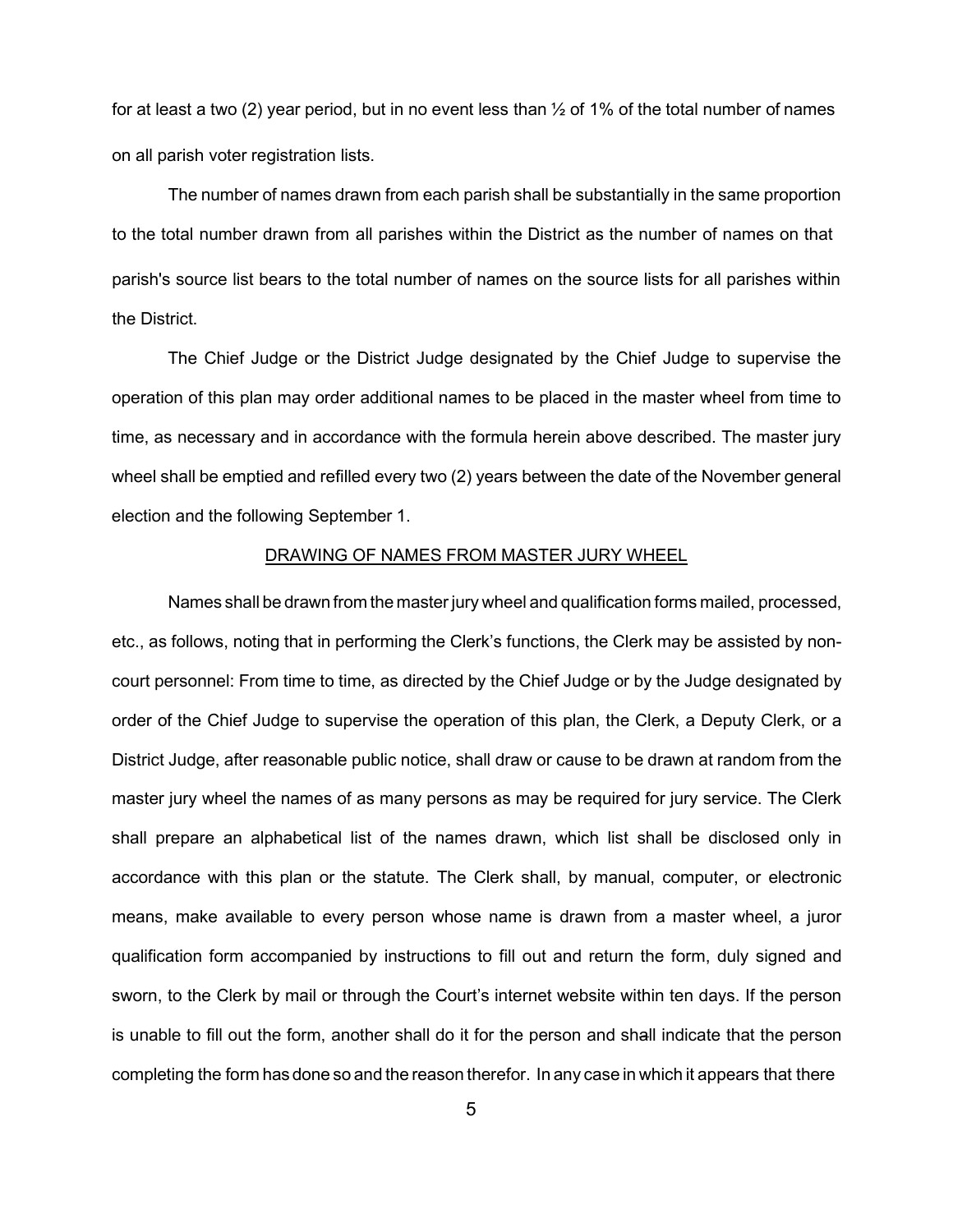for at least a two (2) year period, but in no event less than ½ of 1% of the total number of names on all parish voter registration lists.

The number of names drawn from each parish shall be substantially in the same proportion to the total number drawn from all parishes within the District as the number of names on that parish's source list bears to the total number of names on the source lists for all parishes within the District.

The Chief Judge or the District Judge designated by the Chief Judge to supervise the operation of this plan may order additional names to be placed in the master wheel from time to time, as necessary and in accordance with the formula herein above described. The master jury wheel shall be emptied and refilled every two (2) years between the date of the November general election and the following September 1.

## DRAWING OF NAMES FROM MASTER JURY WHEEL

Names shall be drawn from the master jury wheel and qualification forms mailed, processed, etc., as follows, noting that in performing the Clerk's functions, the Clerk may be assisted by non-court personnel: From time to time, as directed by the Chief Judge or by the Judge designated by order of the Chief Judge to supervise the operation of this plan, the Clerk, a Deputy Clerk, or a District Judge, after reasonable public notice, shall draw or cause to be drawn at random from the master jury wheel the names of as many persons as may be required for jury service. The Clerk shall prepare an alphabetical list of the names drawn, which list shall be disclosed only in accordance with this plan or the statute. The Clerk shall, by manual, computer, or electronic means, make available to every person whose name is drawn from a master wheel, a juror qualification form accompanied by instructions to fill out and return the form, duly signed and sworn, to the Clerk by mail or through the Court's internet website within ten days. If the person is unable to fill out the form, another shall do it for the person and shall indicate that the person completing the form has done so and the reason therefor. In any case in which it appears that there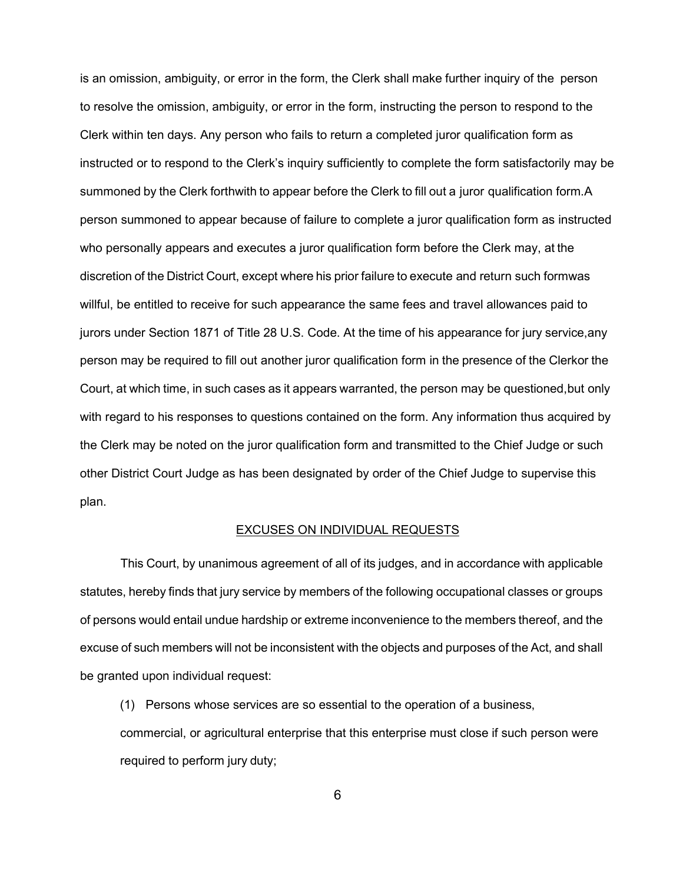is an omission, ambiguity, or error in the form, the Clerk shall make further inquiry of the person to resolve the omission, ambiguity, or error in the form, instructing the person to respond to the Clerk within ten days. Any person who fails to return a completed juror qualification form as instructed or to respond to the Clerk's inquiry sufficiently to complete the form satisfactorily may be summoned by the Clerk forthwith to appear before the Clerk to fill out a juror qualification form.A person summoned to appear because of failure to complete a juror qualification form as instructed who personally appears and executes a juror qualification form before the Clerk may, at the discretion of the District Court, except where his prior failure to execute and return such formwas willful, be entitled to receive for such appearance the same fees and travel allowances paid to jurors under Section 1871 of Title 28 U.S. Code. At the time of his appearance for jury service,any person may be required to fill out another juror qualification form in the presence of the Clerkor the Court, at which time, in such cases as it appears warranted, the person may be questioned,but only with regard to his responses to questions contained on the form. Any information thus acquired by the Clerk may be noted on the juror qualification form and transmitted to the Chief Judge or such other District Court Judge as has been designated by order of the Chief Judge to supervise this plan.

## EXCUSES ON INDIVIDUAL REQUESTS

This Court, by unanimous agreement of all of its judges, and in accordance with applicable statutes, hereby finds that jury service by members of the following occupational classes or groups of persons would entail undue hardship or extreme inconvenience to the members thereof, and the excuse of such members will not be inconsistent with the objects and purposes of the Act, and shall be granted upon individual request:

(1) Persons whose services are so essential to the operation of a business, commercial, or agricultural enterprise that this enterprise must close if such person were required to perform jury duty;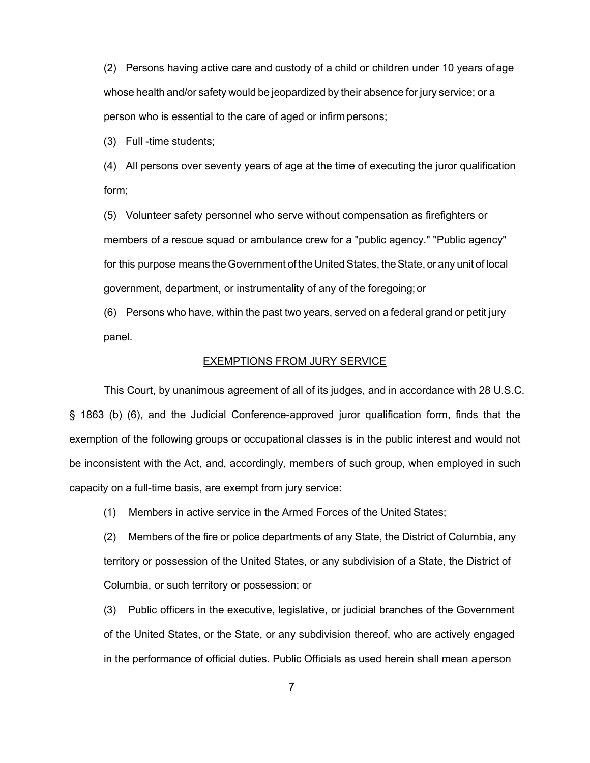(2) Persons having active care and custody of a child or children under 10 years of age whose health and/or safety would be jeopardized by their absence for jury service; or a person who is essential to the care of aged or infirm persons;

(3) Full -time students;

(4) All persons over seventy years of age at the time of executing the juror qualification form;

(5) Volunteer safety personnel who serve without compensation as firefighters or members of a rescue squad or ambulance crew for a "public agency." "Public agency" for this purpose means the Government of the United States, the State, or any unit of local government, department, or instrumentality of any of the foregoing; or

(6) Persons who have, within the past two years, served on a federal grand or petit jury panel.

## EXEMPTIONS FROM JURY SERVICE

This Court, by unanimous agreement of all of its judges, and in accordance with 28 U.S.C. § 1863 (b) (6), and the Judicial Conference-approved juror qualification form, finds that the exemption of the following groups or occupational classes is in the public interest and would not be inconsistent with the Act, and, accordingly, members of such group, when employed in such capacity on a full-time basis, are exempt from jury service:

(1) Members in active service in the Armed Forces of the United States;

(2) Members of the fire or police departments of any State, the District of Columbia, any territory or possession of the United States, or any subdivision of a State, the District of Columbia, or such territory or possession; or

(3) Public officers in the executive, legislative, or judicial branches of the Government of the United States, or the State, or any subdivision thereof, who are actively engaged in the performance of official duties. Public Officials as used herein shall mean a person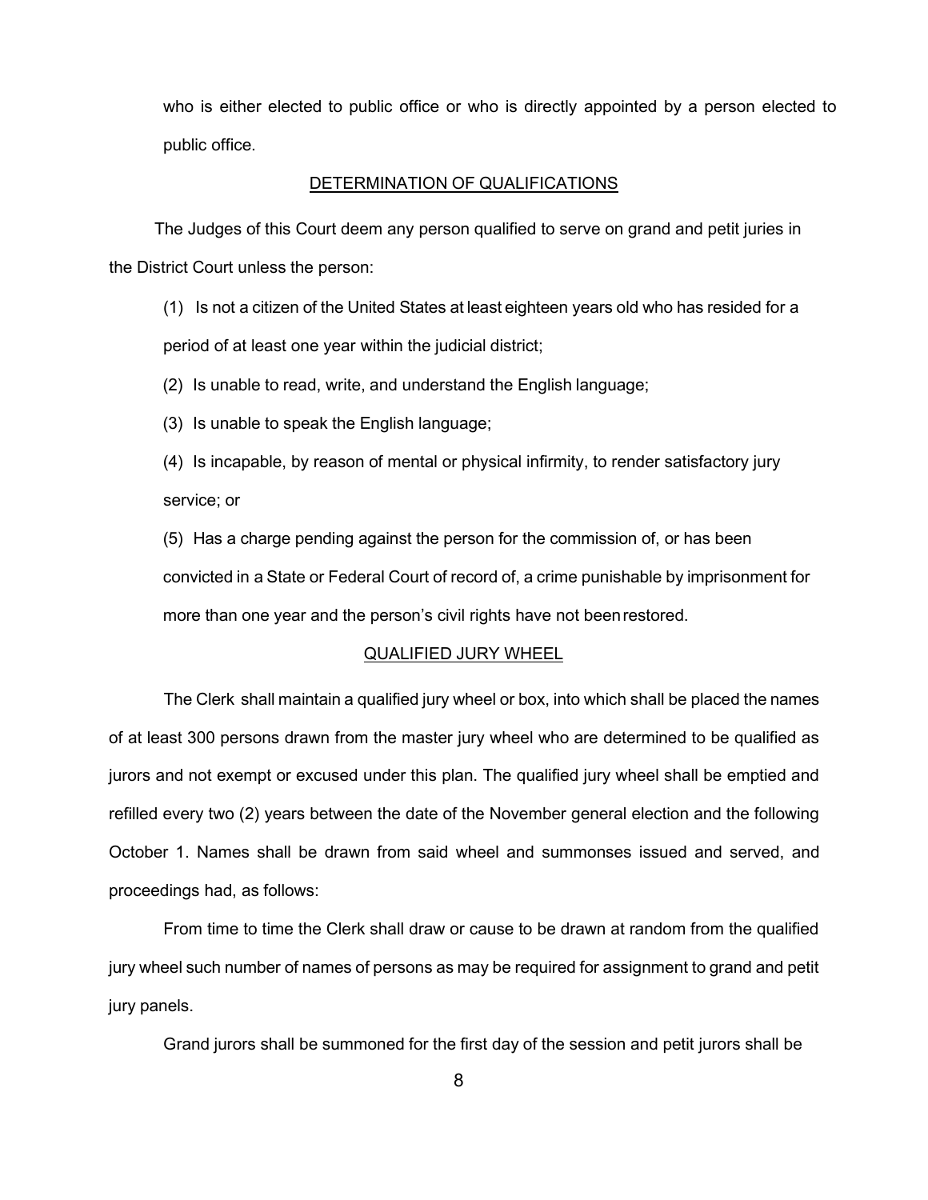who is either elected to public office or who is directly appointed by a person elected to public office.

## DETERMINATION OF QUALIFICATIONS

The Judges of this Court deem any person qualified to serve on grand and petit juries in the District Court unless the person:

(1) Is not a citizen of the United States at least eighteen years old who has resided for a period of at least one year within the judicial district;

(2) Is unable to read, write, and understand the English language;

(3) Is unable to speak the English language;

(4) Is incapable, by reason of mental or physical infirmity, to render satisfactory jury service; or

(5) Has a charge pending against the person for the commission of, or has been convicted in a State or Federal Court of record of, a crime punishable by imprisonment for more than one year and the person's civil rights have not been restored.

## QUALIFIED JURY WHEEL

The Clerk shall maintain a qualified jury wheel or box, into which shall be placed the names of at least 300 persons drawn from the master jury wheel who are determined to be qualified as jurors and not exempt or excused under this plan. The qualified jury wheel shall be emptied and refilled every two (2) years between the date of the November general election and the following October 1. Names shall be drawn from said wheel and summonses issued and served, and proceedings had, as follows:

From time to time the Clerk shall draw or cause to be drawn at random from the qualified jury wheel such number of names of persons as may be required for assignment to grand and petit jury panels.

Grand jurors shall be summoned for the first day of the session and petit jurors shall be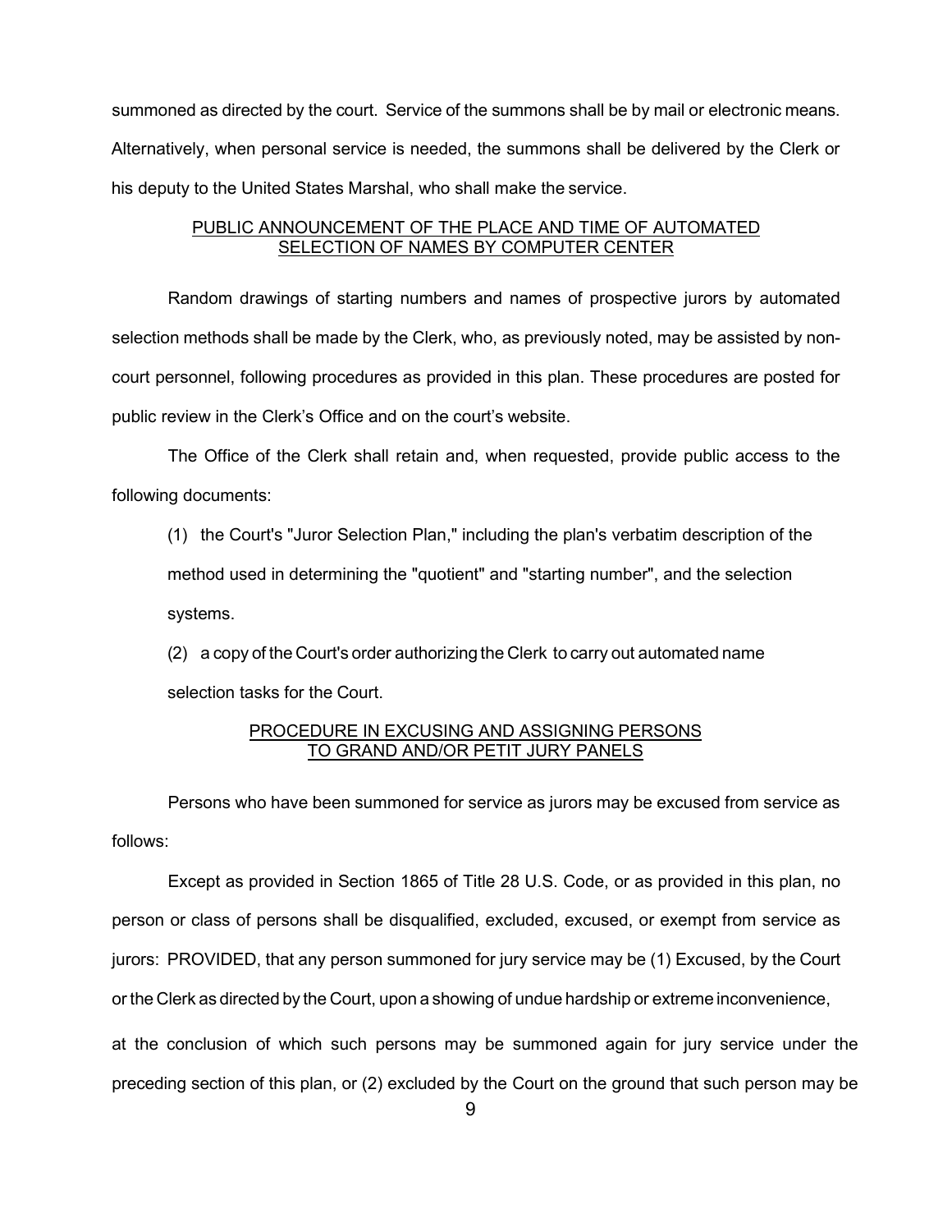summoned as directed by the court. Service of the summons shall be by mail or electronic means. Alternatively, when personal service is needed, the summons shall be delivered by the Clerk or his deputy to the United States Marshal, who shall make the service.

## PUBLIC ANNOUNCEMENT OF THE PLACE AND TIME OF AUTOMATED SELECTION OF NAMES BY COMPUTER CENTER

Random drawings of starting numbers and names of prospective jurors by automated selection methods shall be made by the Clerk, who, as previously noted, may be assisted by non-court personnel, following procedures as provided in this plan. These procedures are posted for public review in the Clerk's Office and on the court's website.

The Office of the Clerk shall retain and, when requested, provide public access to the following documents:

(1) the Court's "Juror Selection Plan," including the plan's verbatim description of the method used in determining the "quotient" and "starting number", and the selection systems.

(2) a copy of the Court's order authorizing the Clerk to carry out automated name selection tasks for the Court.

## PROCEDURE IN EXCUSING AND ASSIGNING PERSONS TO GRAND AND/OR PETIT JURY PANELS

Persons who have been summoned for service as jurors may be excused from service as follows:

Except as provided in Section 1865 of Title 28 U.S. Code, or as provided in this plan, no person or class of persons shall be disqualified, excluded, excused, or exempt from service as jurors: PROVIDED, that any person summoned for jury service may be (1) Excused, by the Court or the Clerk as directed by the Court, upon a showing of undue hardship or extreme inconvenience, at the conclusion of which such persons may be summoned again for jury service under the preceding section of this plan, or (2) excluded by the Court on the ground that such person may be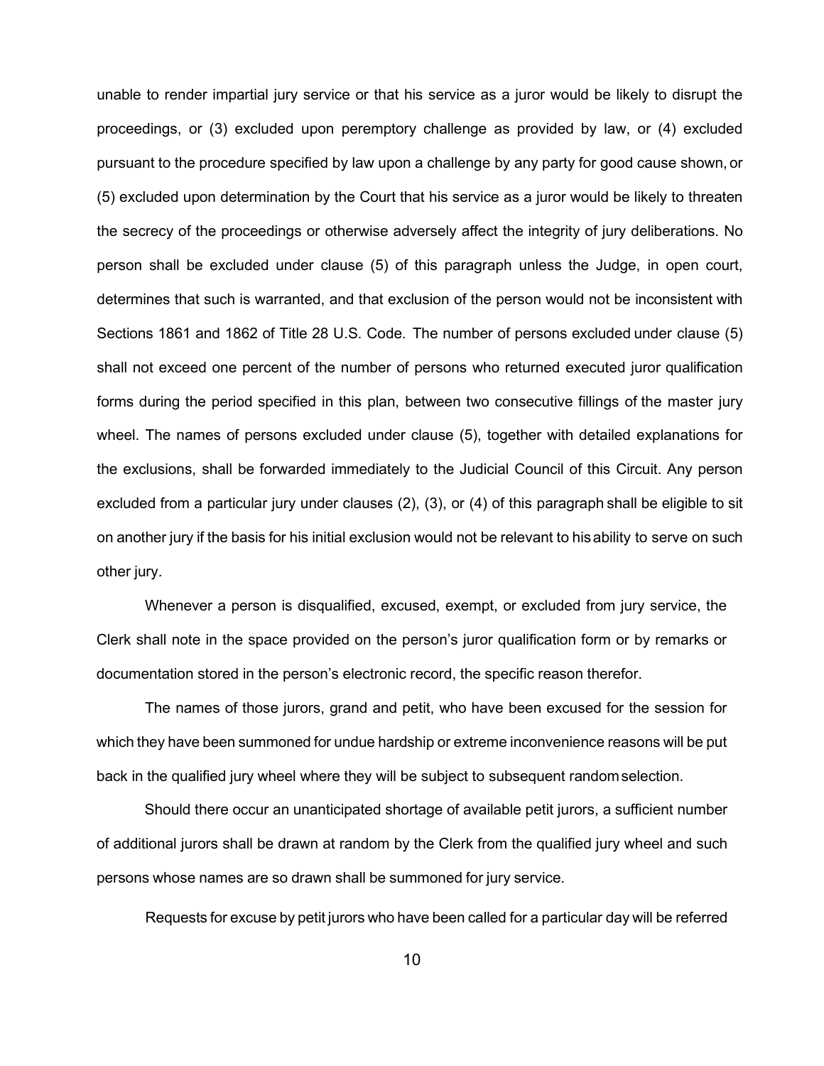unable to render impartial jury service or that his service as a juror would be likely to disrupt the proceedings, or (3) excluded upon peremptory challenge as provided by law, or (4) excluded pursuant to the procedure specified by law upon a challenge by any party for good cause shown, or (5) excluded upon determination by the Court that his service as a juror would be likely to threaten the secrecy of the proceedings or otherwise adversely affect the integrity of jury deliberations. No person shall be excluded under clause (5) of this paragraph unless the Judge, in open court, determines that such is warranted, and that exclusion of the person would not be inconsistent with Sections 1861 and 1862 of Title 28 U.S. Code. The number of persons excluded under clause (5) shall not exceed one percent of the number of persons who returned executed juror qualification forms during the period specified in this plan, between two consecutive fillings of the master jury wheel. The names of persons excluded under clause (5), together with detailed explanations for the exclusions, shall be forwarded immediately to the Judicial Council of this Circuit. Any person excluded from a particular jury under clauses (2), (3), or (4) of this paragraph shall be eligible to sit on another jury if the basis for his initial exclusion would not be relevant to his ability to serve on such other jury.

Whenever a person is disqualified, excused, exempt, or excluded from jury service, the Clerk shall note in the space provided on the person's juror qualification form or by remarks or documentation stored in the person's electronic record, the specific reason therefor.

The names of those jurors, grand and petit, who have been excused for the session for which they have been summoned for undue hardship or extreme inconvenience reasons will be put back in the qualified jury wheel where they will be subject to subsequent random selection.

Should there occur an unanticipated shortage of available petit jurors, a sufficient number of additional jurors shall be drawn at random by the Clerk from the qualified jury wheel and such persons whose names are so drawn shall be summoned for jury service.

Requests for excuse by petit jurors who have been called for a particular day will be referred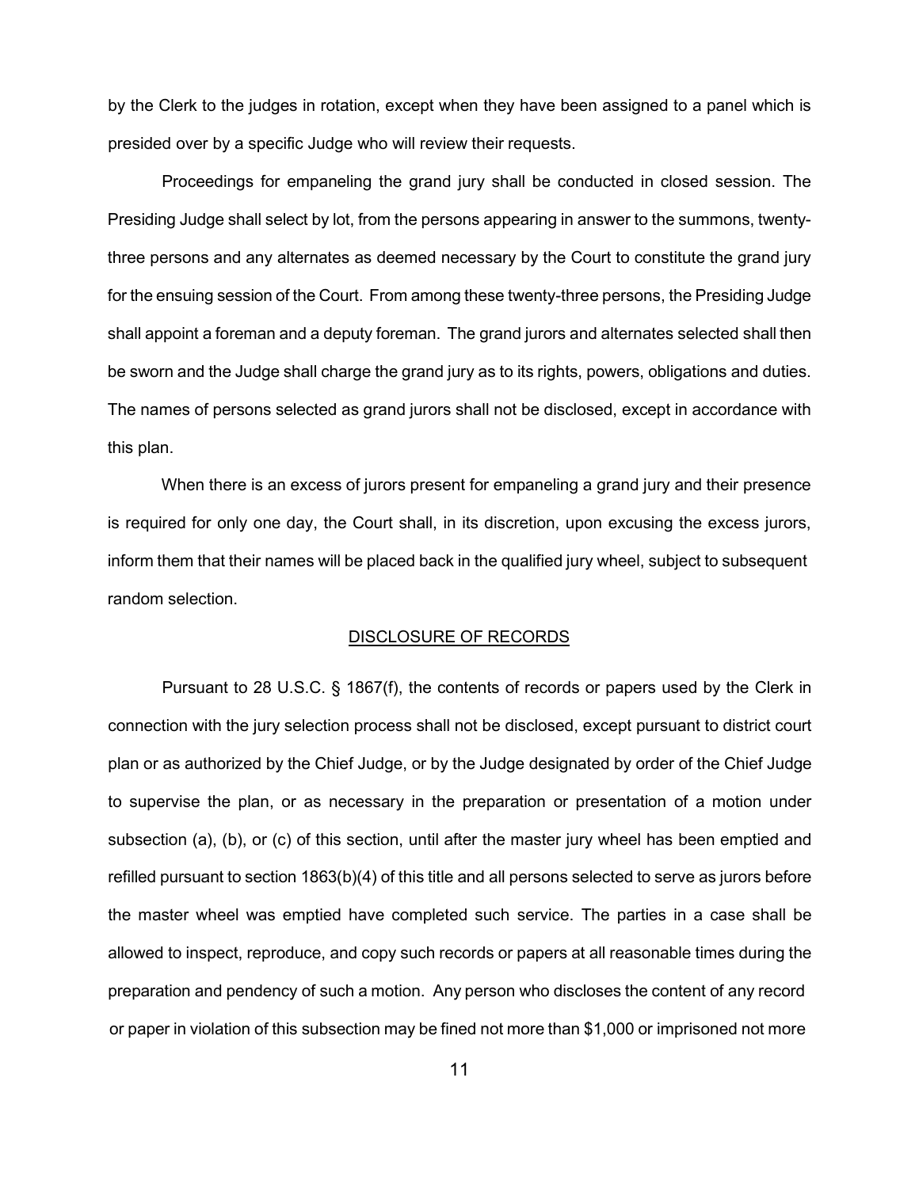by the Clerk to the judges in rotation, except when they have been assigned to a panel which is presided over by a specific Judge who will review their requests.

Proceedings for empaneling the grand jury shall be conducted in closed session. The Presiding Judge shall select by lot, from the persons appearing in answer to the summons, twenty-three persons and any alternates as deemed necessary by the Court to constitute the grand jury for the ensuing session of the Court. From among these twenty-three persons, the Presiding Judge shall appoint a foreman and a deputy foreman. The grand jurors and alternates selected shall then be sworn and the Judge shall charge the grand jury as to its rights, powers, obligations and duties. The names of persons selected as grand jurors shall not be disclosed, except in accordance with this plan.

When there is an excess of jurors present for empaneling a grand jury and their presence is required for only one day, the Court shall, in its discretion, upon excusing the excess jurors, inform them that their names will be placed back in the qualified jury wheel, subject to subsequent random selection.

## DISCLOSURE OF RECORDS

Pursuant to 28 U.S.C. § 1867(f), the contents of records or papers used by the Clerk in connection with the jury selection process shall not be disclosed, except pursuant to district court plan or as authorized by the Chief Judge, or by the Judge designated by order of the Chief Judge to supervise the plan, or as necessary in the preparation or presentation of a motion under subsection (a), (b), or (c) of this section, until after the master jury wheel has been emptied and refilled pursuant to section 1863(b)(4) of this title and all persons selected to serve as jurors before the master wheel was emptied have completed such service. The parties in a case shall be allowed to inspect, reproduce, and copy such records or papers at all reasonable times during the preparation and pendency of such a motion. Any person who discloses the content of any record or paper in violation of this subsection may be fined not more than $1,000 or imprisoned not more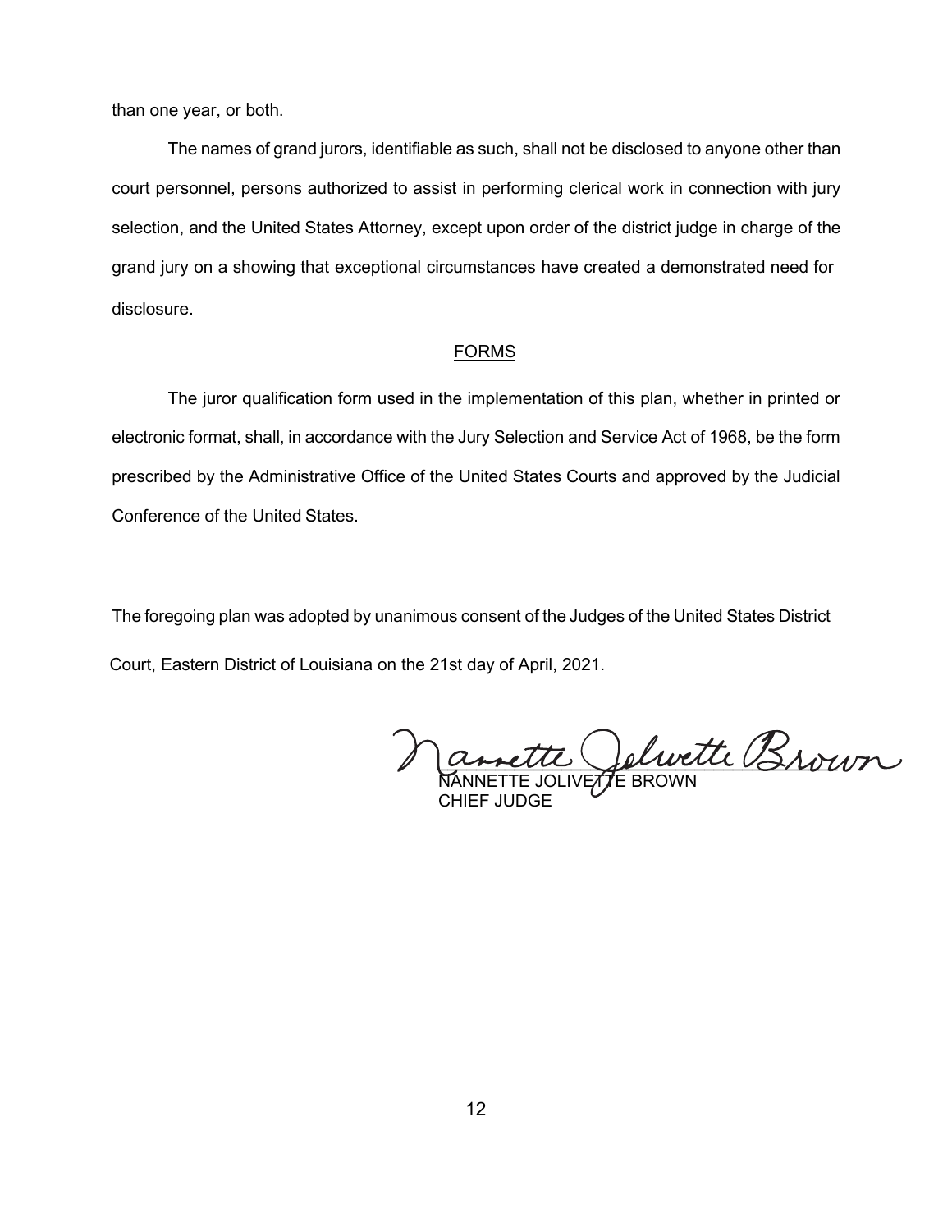than one year, or both.

The names of grand jurors, identifiable as such, shall not be disclosed to anyone other than court personnel, persons authorized to assist in performing clerical work in connection with jury selection, and the United States Attorney, except upon order of the district judge in charge of the grand jury on a showing that exceptional circumstances have created a demonstrated need for disclosure.

## FORMS

The juror qualification form used in the implementation of this plan, whether in printed or electronic format, shall, in accordance with the Jury Selection and Service Act of 1968, be the form prescribed by the Administrative Office of the United States Courts and approved by the Judicial Conference of the United States.

The foregoing plan was adopted by unanimous consent of the Judges of the United States District Court, Eastern District of Louisiana on the 21st day of April, 2021.

Nannette Jolivette Brown
NANNETTE JOLIVETTE BROWN
CHIEF JUDGE